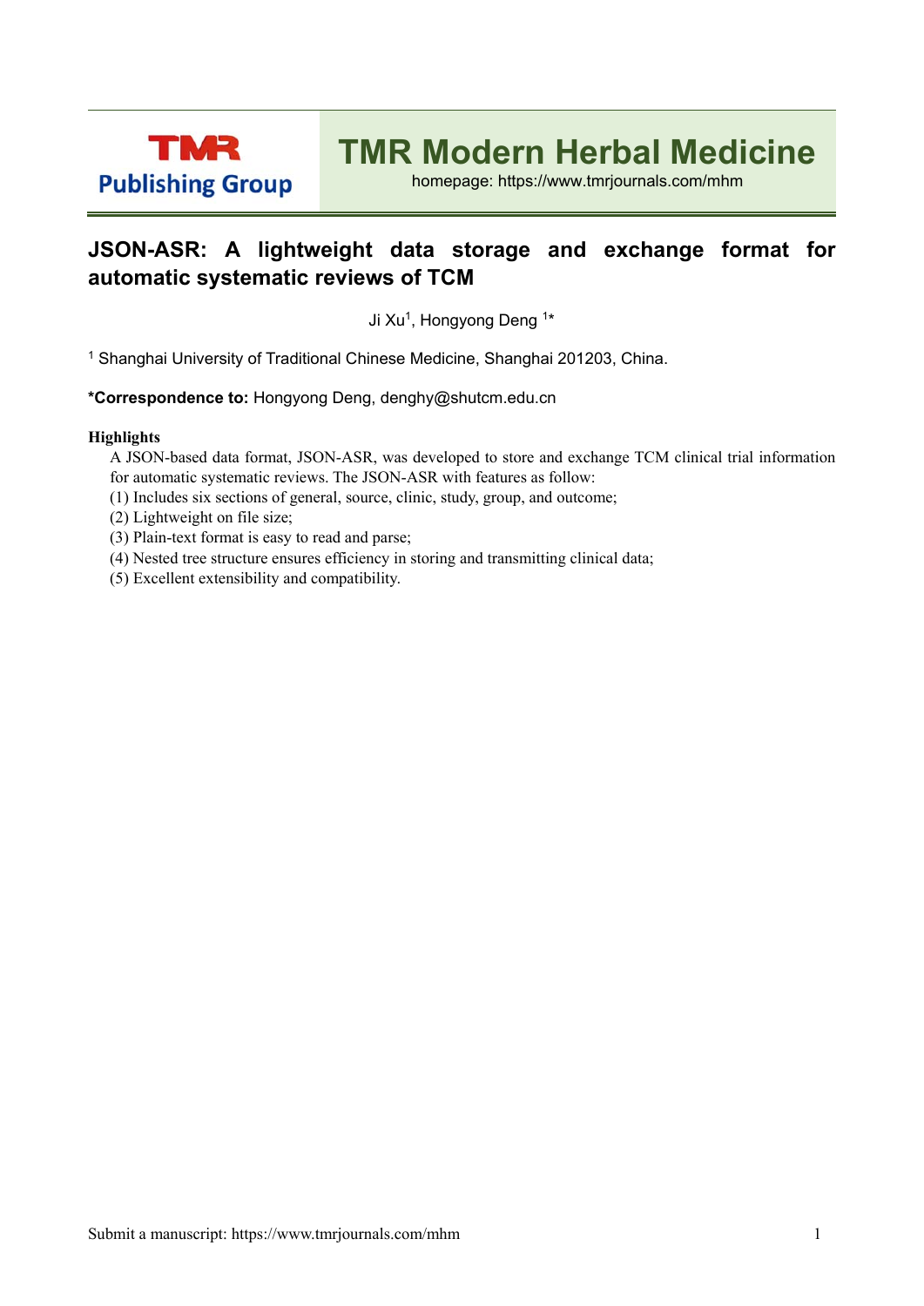# JSON-ASR: A lightweight data storage and exchange format for automatic systematic reviews of TCM

Ji Xu[1], Hongyong Deng [1]*

[1] Shanghai University of Traditional Chinese Medicine, Shanghai 201203, China.

**\*Correspondence to:** Hongyong Deng, denghy@shutcm.edu.cn

**Highlights**

A JSON-based data format, JSON-ASR, was developed to store and exchange TCM clinical trial information for automatic systematic reviews. The JSON-ASR with features as follow:

(1) Includes six sections of general, source, clinic, study, group, and outcome;

(2) Lightweight on file size;

(3) Plain-text format is easy to read and parse;

(4) Nested tree structure ensures efficiency in storing and transmitting clinical data;

(5) Excellent extensibility and compatibility.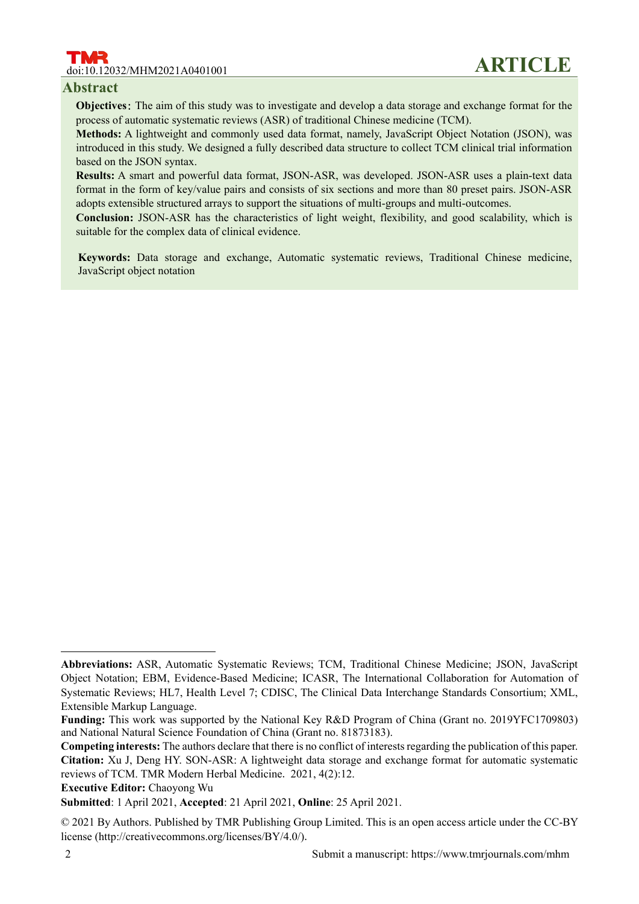## Abstract

**Objectives**: The aim of this study was to investigate and develop a data storage and exchange format for the process of automatic systematic reviews (ASR) of traditional Chinese medicine (TCM).

**Methods:** A lightweight and commonly used data format, namely, JavaScript Object Notation (JSON), was introduced in this study. We designed a fully described data structure to collect TCM clinical trial information based on the JSON syntax.

**Results:** A smart and powerful data format, JSON-ASR, was developed. JSON-ASR uses a plain-text data format in the form of key/value pairs and consists of six sections and more than 80 preset pairs. JSON-ASR adopts extensible structured arrays to support the situations of multi-groups and multi-outcomes.

**Conclusion:** JSON-ASR has the characteristics of light weight, flexibility, and good scalability, which is suitable for the complex data of clinical evidence.

**Keywords:** Data storage and exchange, Automatic systematic reviews, Traditional Chinese medicine, JavaScript object notation

---

**Abbreviations:** ASR, Automatic Systematic Reviews; TCM, Traditional Chinese Medicine; JSON, JavaScript Object Notation; EBM, Evidence-Based Medicine; ICASR, The International Collaboration for Automation of Systematic Reviews; HL7, Health Level 7; CDISC, The Clinical Data Interchange Standards Consortium; XML, Extensible Markup Language.

**Funding:** This work was supported by the National Key R&D Program of China (Grant no. 2019YFC1709803) and National Natural Science Foundation of China (Grant no. 81873183).

**Competing interests:** The authors declare that there is no conflict of interests regarding the publication of this paper.

**Citation:** Xu J, Deng HY. SON-ASR: A lightweight data storage and exchange format for automatic systematic reviews of TCM. TMR Modern Herbal Medicine. 2021, 4(2):12.

**Executive Editor:** Chaoyong Wu

**Submitted**: 1 April 2021, **Accepted**: 21 April 2021, **Online**: 25 April 2021.

© 2021 By Authors. Published by TMR Publishing Group Limited. This is an open access article under the CC-BY license (http://creativecommons.org/licenses/BY/4.0/).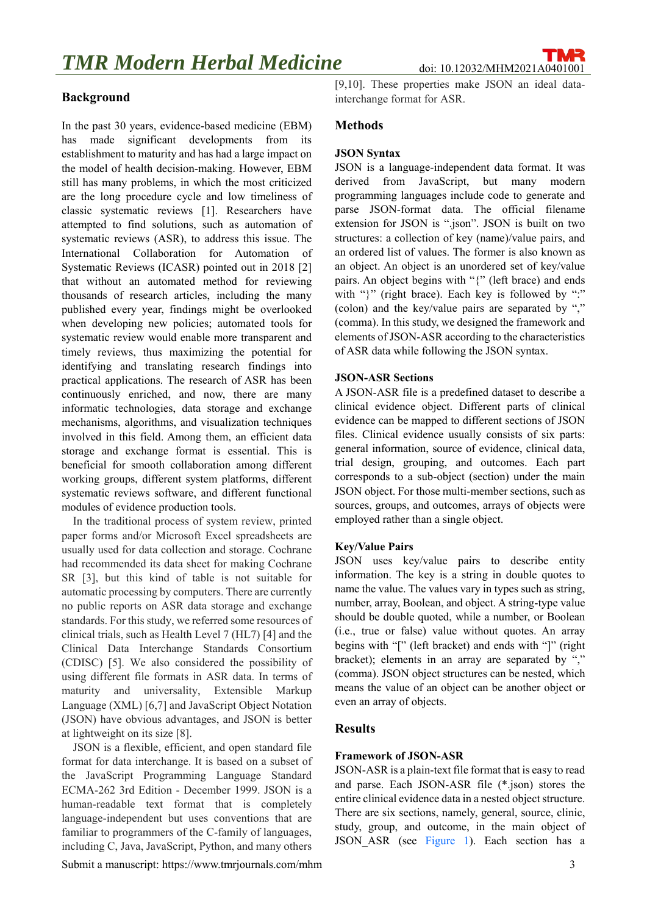## Background

In the past 30 years, evidence-based medicine (EBM) has made significant developments from its establishment to maturity and has had a large impact on the model of health decision-making. However, EBM still has many problems, in which the most criticized are the long procedure cycle and low timeliness of classic systematic reviews [1]. Researchers have attempted to find solutions, such as automation of systematic reviews (ASR), to address this issue. The International Collaboration for Automation of Systematic Reviews (ICASR) pointed out in 2018 [2] that without an automated method for reviewing thousands of research articles, including the many published every year, findings might be overlooked when developing new policies; automated tools for systematic review would enable more transparent and timely reviews, thus maximizing the potential for identifying and translating research findings into practical applications. The research of ASR has been continuously enriched, and now, there are many informatic technologies, data storage and exchange mechanisms, algorithms, and visualization techniques involved in this field. Among them, an efficient data storage and exchange format is essential. This is beneficial for smooth collaboration among different working groups, different system platforms, different systematic reviews software, and different functional modules of evidence production tools.

In the traditional process of system review, printed paper forms and/or Microsoft Excel spreadsheets are usually used for data collection and storage. Cochrane had recommended its data sheet for making Cochrane SR [3], but this kind of table is not suitable for automatic processing by computers. There are currently no public reports on ASR data storage and exchange standards. For this study, we referred some resources of clinical trials, such as Health Level 7 (HL7) [4] and the Clinical Data Interchange Standards Consortium (CDISC) [5]. We also considered the possibility of using different file formats in ASR data. In terms of maturity and universality, Extensible Markup Language (XML) [6,7] and JavaScript Object Notation (JSON) have obvious advantages, and JSON is better at lightweight on its size [8].

JSON is a flexible, efficient, and open standard file format for data interchange. It is based on a subset of the JavaScript Programming Language Standard ECMA-262 3rd Edition - December 1999. JSON is a human-readable text format that is completely language-independent but uses conventions that are familiar to programmers of the C-family of languages, including C, Java, JavaScript, Python, and many others [9,10]. These properties make JSON an ideal data-interchange format for ASR.

## Methods

### JSON Syntax

JSON is a language-independent data format. It was derived from JavaScript, but many modern programming languages include code to generate and parse JSON-format data. The official filename extension for JSON is ".json". JSON is built on two structures: a collection of key (name)/value pairs, and an ordered list of values. The former is also known as an object. An object is an unordered set of key/value pairs. An object begins with "{" (left brace) and ends with "}" (right brace). Each key is followed by ":" (colon) and the key/value pairs are separated by "," (comma). In this study, we designed the framework and elements of JSON-ASR according to the characteristics of ASR data while following the JSON syntax.

### JSON-ASR Sections

A JSON-ASR file is a predefined dataset to describe a clinical evidence object. Different parts of clinical evidence can be mapped to different sections of JSON files. Clinical evidence usually consists of six parts: general information, source of evidence, clinical data, trial design, grouping, and outcomes. Each part corresponds to a sub-object (section) under the main JSON object. For those multi-member sections, such as sources, groups, and outcomes, arrays of objects were employed rather than a single object.

### Key/Value Pairs

JSON uses key/value pairs to describe entity information. The key is a string in double quotes to name the value. The values vary in types such as string, number, array, Boolean, and object. A string-type value should be double quoted, while a number, or Boolean (i.e., true or false) value without quotes. An array begins with "[" (left bracket) and ends with "]" (right bracket); elements in an array are separated by "," (comma). JSON object structures can be nested, which means the value of an object can be another object or even an array of objects.

## Results

### Framework of JSON-ASR

JSON-ASR is a plain-text file format that is easy to read and parse. Each JSON-ASR file (*.json) stores the entire clinical evidence data in a nested object structure. There are six sections, namely, general, source, clinic, study, group, and outcome, in the main object of JSON_ASR (see Figure 1). Each section has a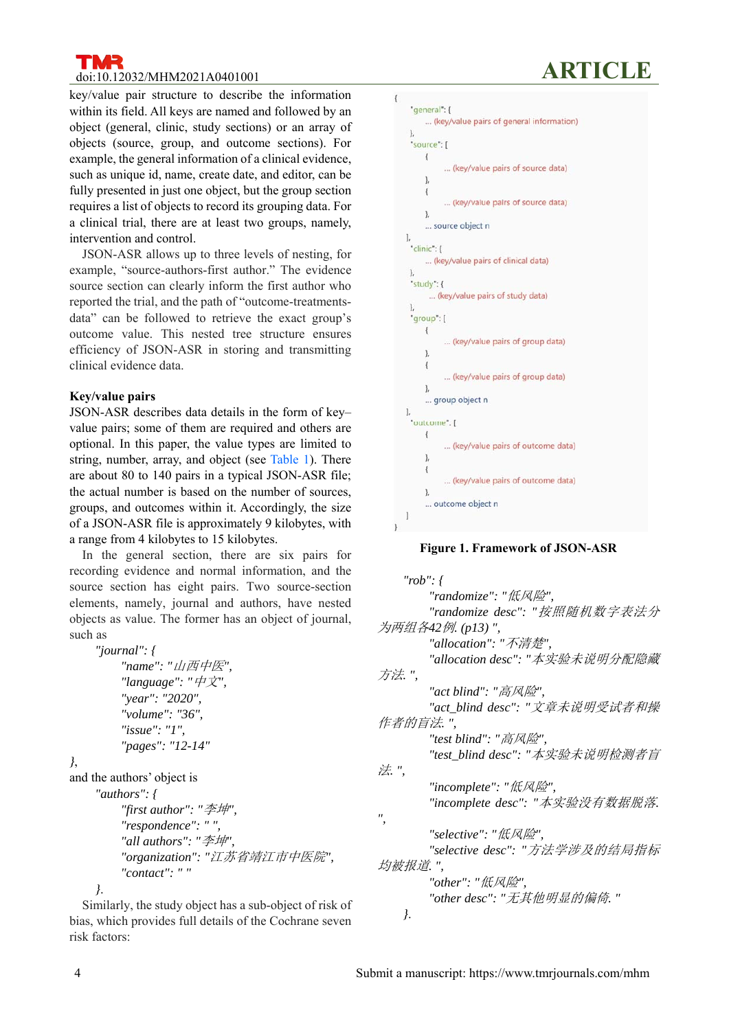key/value pair structure to describe the information within its field. All keys are named and followed by an object (general, clinic, study sections) or an array of objects (source, group, and outcome sections). For example, the general information of a clinical evidence, such as unique id, name, create date, and editor, can be fully presented in just one object, but the group section requires a list of objects to record its grouping data. For a clinical trial, there are at least two groups, namely, intervention and control.

JSON-ASR allows up to three levels of nesting, for example, "source-authors-first author." The evidence source section can clearly inform the first author who reported the trial, and the path of "outcome-treatments-data" can be followed to retrieve the exact group's outcome value. This nested tree structure ensures efficiency of JSON-ASR in storing and transmitting clinical evidence data.

**Key/value pairs**

JSON-ASR describes data details in the form of key–value pairs; some of them are required and others are optional. In this paper, the value types are limited to string, number, array, and object (see Table 1). There are about 80 to 140 pairs in a typical JSON-ASR file; the actual number is based on the number of sources, groups, and outcomes within it. Accordingly, the size of a JSON-ASR file is approximately 9 kilobytes, with a range from 4 kilobytes to 15 kilobytes.

In the general section, there are six pairs for recording evidence and normal information, and the source section has eight pairs. Two source-section elements, namely, journal and authors, have nested objects as value. The former has an object of journal, such as

```
"journal": {
    "name": "山西中医",
    "language": "中文",
    "year": "2020",
    "volume": "36",
    "issue": "1",
    "pages": "12-14"
},
```

and the authors' object is

```
"authors": {
    "first author": "李坤",
    "respondence": " ",
    "all authors": "李坤",
    "organization": "江苏省靖江市中医院",
    "contact": " "
}.
```

Similarly, the study object has a sub-object of risk of bias, which provides full details of the Cochrane seven risk factors:

```
{
    "general": {
        ... (key/value pairs of general information)
    },
    "source": [
        {
            ... (key/value pairs of source data)
        },
        {
            ... (key/value pairs of source data)
        },
        ... source object n
    ],
    "clinic": {
        ... (key/value pairs of clinical data)
    },
    "study": {
        ... (key/value pairs of study data)
    },
    "group": [
        {
            ... (key/value pairs of group data)
        },
        {
            ... (key/value pairs of group data)
        },
        ... group object n
    ],
    "outcome": [
        {
            ... (key/value pairs of outcome data)
        },
        {
            ... (key/value pairs of outcome data)
        },
        ... outcome object n
    ]
}
```

**Figure 1. Framework of JSON-ASR**

```
"rob": {
    "randomize": "低风险",
    "randomize desc": "按照随机数字表法分为两组各42例. (p13) ",
    "allocation": "不清楚",
    "allocation desc": "本实验未说明分配隐藏方法. ",
    "act blind": "高风险",
    "act_blind desc": "文章未说明受试者和操作者的盲法. ",
    "test blind": "高风险",
    "test_blind desc": "本实验未说明检测者盲法. ",
    "incomplete": "低风险",
    "incomplete desc": "本实验没有数据脱落. ",
    "selective": "低风险",
    "selective desc": "方法学涉及的结局指标均被报道. ",
    "other": "低风险",
    "other desc": "无其他明显的偏倚. "
}.
```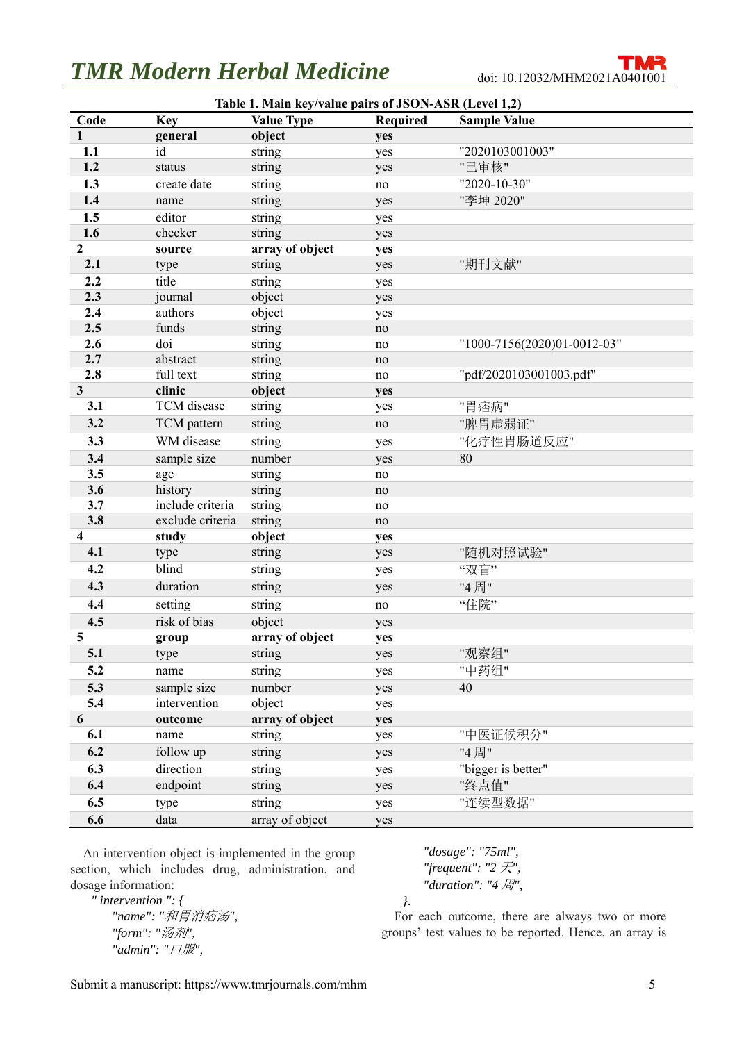Table 1. Main key/value pairs of JSON-ASR (Level 1,2)

| Code | Key | Value Type | Required | Sample Value |
|---|---|---|---|---|
| **1** | **general** | **object** | **yes** | |
| **1.1** | id | string | yes | "2020103001003" |
| **1.2** | status | string | yes | "已审核" |
| **1.3** | create date | string | no | "2020-10-30" |
| **1.4** | name | string | yes | "李坤 2020" |
| **1.5** | editor | string | yes | |
| **1.6** | checker | string | yes | |
| **2** | **source** | **array of object** | **yes** | |
| **2.1** | type | string | yes | "期刊文献" |
| **2.2** | title | string | yes | |
| **2.3** | journal | object | yes | |
| **2.4** | authors | object | yes | |
| **2.5** | funds | string | no | |
| **2.6** | doi | string | no | "1000-7156(2020)01-0012-03" |
| **2.7** | abstract | string | no | |
| **2.8** | full text | string | no | "pdf/2020103001003.pdf" |
| **3** | **clinic** | **object** | **yes** | |
| **3.1** | TCM disease | string | yes | "胃痞病" |
| **3.2** | TCM pattern | string | no | "脾胃虚弱证" |
| **3.3** | WM disease | string | yes | "化疗性胃肠道反应" |
| **3.4** | sample size | number | yes | 80 |
| **3.5** | age | string | no | |
| **3.6** | history | string | no | |
| **3.7** | include criteria | string | no | |
| **3.8** | exclude criteria | string | no | |
| **4** | **study** | **object** | **yes** | |
| **4.1** | type | string | yes | "随机对照试验" |
| **4.2** | blind | string | yes | "双盲" |
| **4.3** | duration | string | yes | "4 周" |
| **4.4** | setting | string | no | "住院" |
| **4.5** | risk of bias | object | yes | |
| **5** | **group** | **array of object** | **yes** | |
| **5.1** | type | string | yes | "观察组" |
| **5.2** | name | string | yes | "中药组" |
| **5.3** | sample size | number | yes | 40 |
| **5.4** | intervention | object | yes | |
| **6** | **outcome** | **array of object** | **yes** | |
| **6.1** | name | string | yes | "中医证候积分" |
| **6.2** | follow up | string | yes | "4 周" |
| **6.3** | direction | string | yes | "bigger is better" |
| **6.4** | endpoint | string | yes | "终点值" |
| **6.5** | type | string | yes | "连续型数据" |
| **6.6** | data | array of object | yes | |

An intervention object is implemented in the group section, which includes drug, administration, and dosage information:

*" intervention ": {*
*"name": "和胃消痞汤",*
*"form": "汤剂",*
*"admin": "口服",*
*"dosage": "75ml",*
*"frequent": "2 天",*
*"duration": "4 周",*
*}.*

For each outcome, there are always two or more groups' test values to be reported. Hence, an array is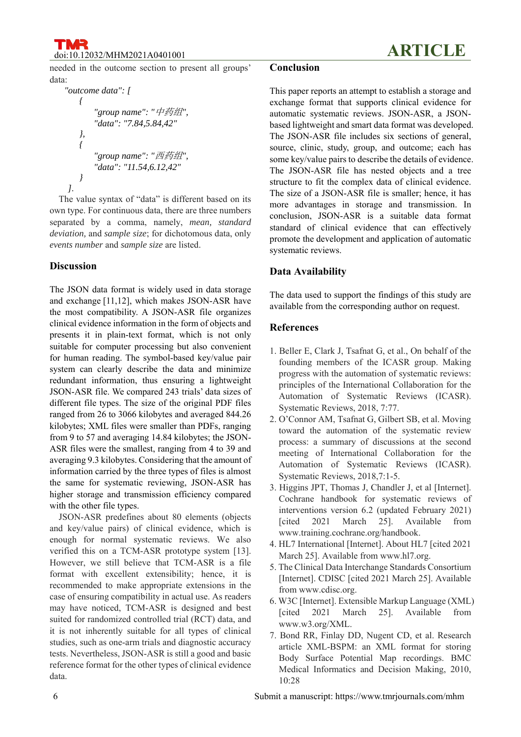needed in the outcome section to present all groups' data:

```
"outcome data": [
    {
        "group name": "中药组",
        "data": "7.84,5.84,42"
    },
    {
        "group name": "西药组",
        "data": "11.54,6.12,42"
    }
].
```

The value syntax of "data" is different based on its own type. For continuous data, there are three numbers separated by a comma, namely, *mean, standard deviation,* and *sample size*; for dichotomous data, only *events number* and *sample size* are listed.

## Discussion

The JSON data format is widely used in data storage and exchange [11,12], which makes JSON-ASR have the most compatibility. A JSON-ASR file organizes clinical evidence information in the form of objects and presents it in plain-text format, which is not only suitable for computer processing but also convenient for human reading. The symbol-based key/value pair system can clearly describe the data and minimize redundant information, thus ensuring a lightweight JSON-ASR file. We compared 243 trials' data sizes of different file types. The size of the original PDF files ranged from 26 to 3066 kilobytes and averaged 844.26 kilobytes; XML files were smaller than PDFs, ranging from 9 to 57 and averaging 14.84 kilobytes; the JSON-ASR files were the smallest, ranging from 4 to 39 and averaging 9.3 kilobytes. Considering that the amount of information carried by the three types of files is almost the same for systematic reviewing, JSON-ASR has higher storage and transmission efficiency compared with the other file types.

JSON-ASR predefines about 80 elements (objects and key/value pairs) of clinical evidence, which is enough for normal systematic reviews. We also verified this on a TCM-ASR prototype system [13]. However, we still believe that TCM-ASR is a file format with excellent extensibility; hence, it is recommended to make appropriate extensions in the case of ensuring compatibility in actual use. As readers may have noticed, TCM-ASR is designed and best suited for randomized controlled trial (RCT) data, and it is not inherently suitable for all types of clinical studies, such as one-arm trials and diagnostic accuracy tests. Nevertheless, JSON-ASR is still a good and basic reference format for the other types of clinical evidence data.

## Conclusion

This paper reports an attempt to establish a storage and exchange format that supports clinical evidence for automatic systematic reviews. JSON-ASR, a JSON-based lightweight and smart data format was developed. The JSON-ASR file includes six sections of general, source, clinic, study, group, and outcome; each has some key/value pairs to describe the details of evidence. The JSON-ASR file has nested objects and a tree structure to fit the complex data of clinical evidence. The size of a JSON-ASR file is smaller; hence, it has more advantages in storage and transmission. In conclusion, JSON-ASR is a suitable data format standard of clinical evidence that can effectively promote the development and application of automatic systematic reviews.

## Data Availability

The data used to support the findings of this study are available from the corresponding author on request.

## References

1. Beller E, Clark J, Tsafnat G, et al., On behalf of the founding members of the ICASR group. Making progress with the automation of systematic reviews: principles of the International Collaboration for the Automation of Systematic Reviews (ICASR). Systematic Reviews, 2018, 7:77.
2. O'Connor AM, Tsafnat G, Gilbert SB, et al. Moving toward the automation of the systematic review process: a summary of discussions at the second meeting of International Collaboration for the Automation of Systematic Reviews (ICASR). Systematic Reviews, 2018,7:1-5.
3. Higgins JPT, Thomas J, Chandler J, et al [Internet]. Cochrane handbook for systematic reviews of interventions version 6.2 (updated February 2021) [cited 2021 March 25]. Available from www.training.cochrane.org/handbook.
4. HL7 International [Internet]. About HL7 [cited 2021 March 25]. Available from www.hl7.org.
5. The Clinical Data Interchange Standards Consortium [Internet]. CDISC [cited 2021 March 25]. Available from www.cdisc.org.
6. W3C [Internet]. Extensible Markup Language (XML) [cited 2021 March 25]. Available from www.w3.org/XML.
7. Bond RR, Finlay DD, Nugent CD, et al. Research article XML-BSPM: an XML format for storing Body Surface Potential Map recordings. BMC Medical Informatics and Decision Making, 2010, 10:28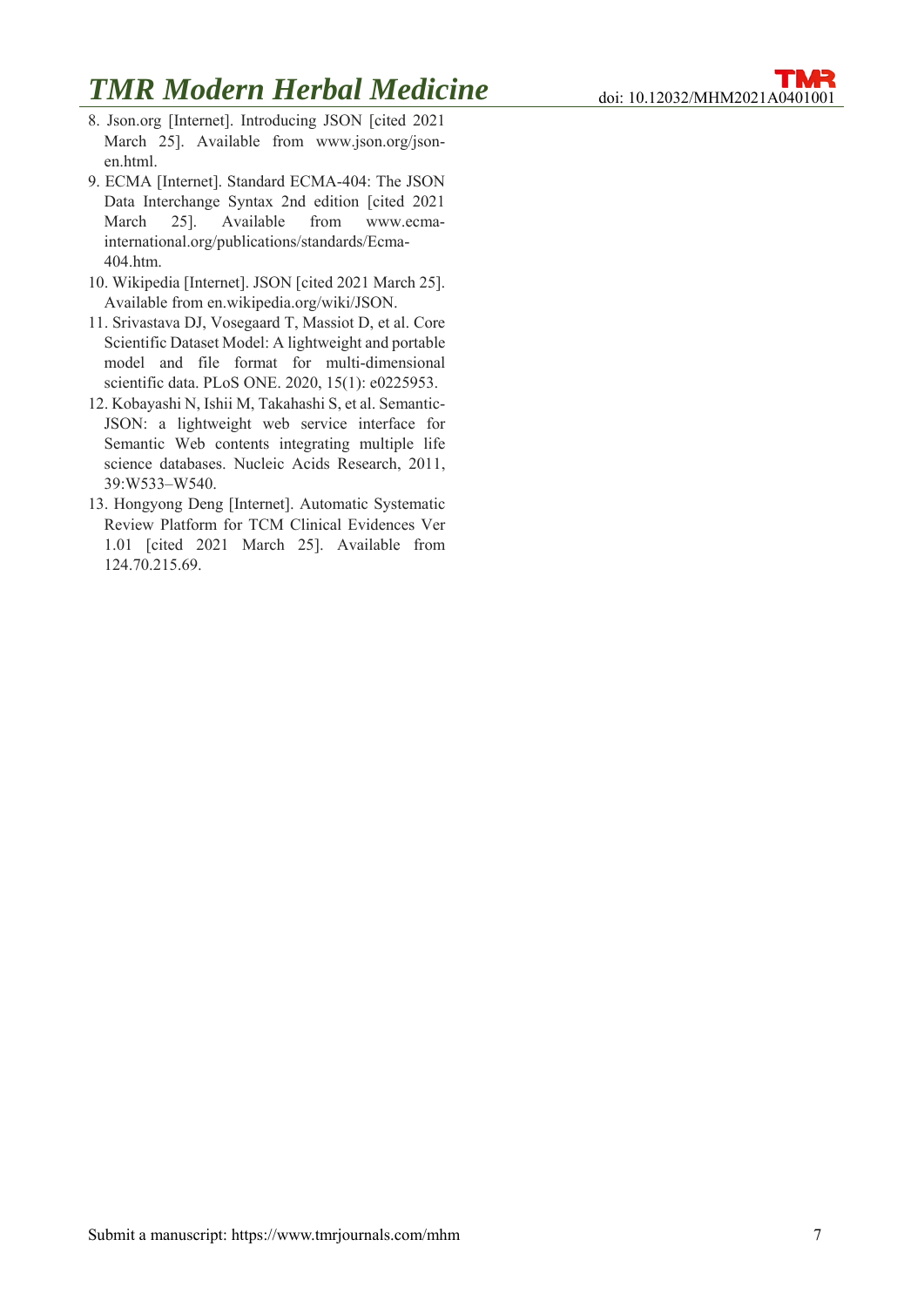8. Json.org [Internet]. Introducing JSON [cited 2021 March 25]. Available from www.json.org/json-en.html.
9. ECMA [Internet]. Standard ECMA-404: The JSON Data Interchange Syntax 2nd edition [cited 2021 March 25]. Available from www.ecma-international.org/publications/standards/Ecma-404.htm.
10. Wikipedia [Internet]. JSON [cited 2021 March 25]. Available from en.wikipedia.org/wiki/JSON.
11. Srivastava DJ, Vosegaard T, Massiot D, et al. Core Scientific Dataset Model: A lightweight and portable model and file format for multi-dimensional scientific data. PLoS ONE. 2020, 15(1): e0225953.
12. Kobayashi N, Ishii M, Takahashi S, et al. Semantic-JSON: a lightweight web service interface for Semantic Web contents integrating multiple life science databases. Nucleic Acids Research, 2011, 39:W533–W540.
13. Hongyong Deng [Internet]. Automatic Systematic Review Platform for TCM Clinical Evidences Ver 1.01 [cited 2021 March 25]. Available from 124.70.215.69.